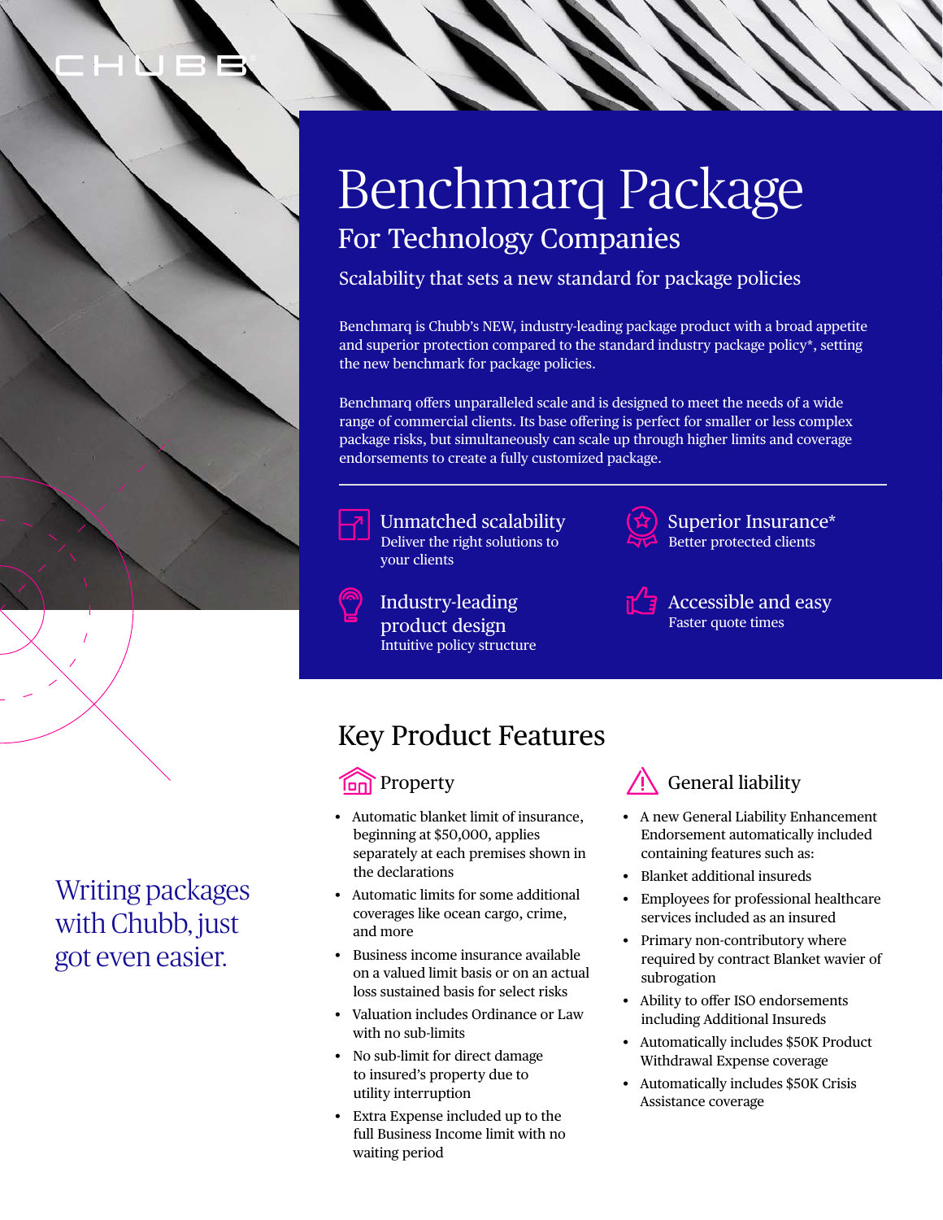CHUBB

# Benchmarq Package

## For Technology Companies

### Scalability that sets a new standard for package policies

Benchmarq is Chubb's NEW, industry-leading package product with a broad appetite and superior protection compared to the standard industry package policy*, setting the new benchmark for package policies.

Benchmarq offers unparalleled scale and is designed to meet the needs of a wide range of commercial clients. Its base offering is perfect for smaller or less complex package risks, but simultaneously can scale up through higher limits and coverage endorsements to create a fully customized package.

**Unmatched scalability**
Deliver the right solutions to your clients

**Superior Insurance***
Better protected clients

**Industry-leading product design**
Intuitive policy structure

**Accessible and easy**
Faster quote times

Writing packages with Chubb, just got even easier.

## Key Product Features

### Property

- Automatic blanket limit of insurance, beginning at $50,000, applies separately at each premises shown in the declarations
- Automatic limits for some additional coverages like ocean cargo, crime, and more
- Business income insurance available on a valued limit basis or on an actual loss sustained basis for select risks
- Valuation includes Ordinance or Law with no sub-limits
- No sub-limit for direct damage to insured's property due to utility interruption
- Extra Expense included up to the full Business Income limit with no waiting period

### General liability

- A new General Liability Enhancement Endorsement automatically included containing features such as:
- Blanket additional insureds
- Employees for professional healthcare services included as an insured
- Primary non-contributory where required by contract Blanket wavier of subrogation
- Ability to offer ISO endorsements including Additional Insureds
- Automatically includes $50K Product Withdrawal Expense coverage
- Automatically includes $50K Crisis Assistance coverage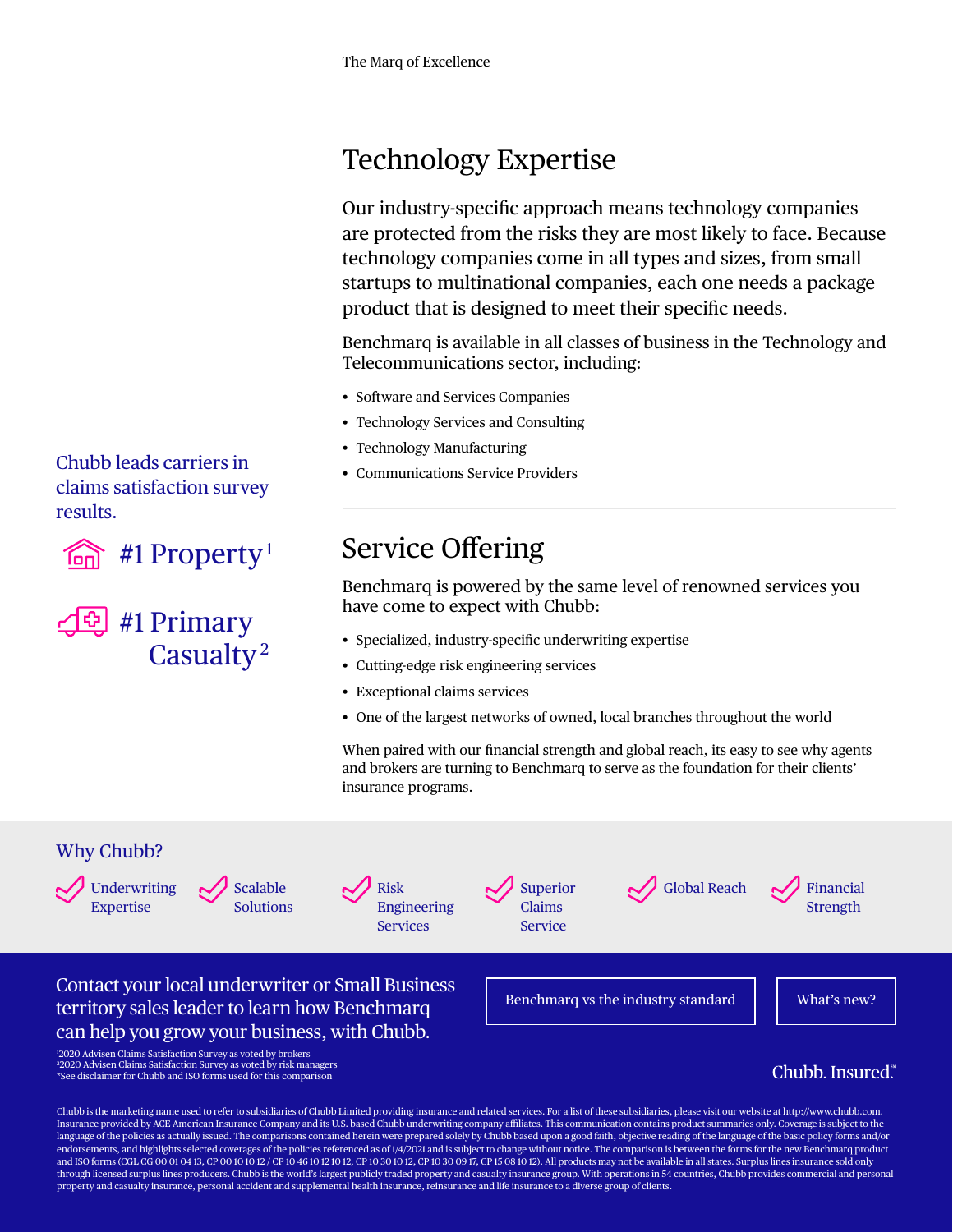## Technology Expertise

Our industry-specific approach means technology companies are protected from the risks they are most likely to face. Because technology companies come in all types and sizes, from small startups to multinational companies, each one needs a package product that is designed to meet their specific needs.

Benchmarq is available in all classes of business in the Technology and Telecommunications sector, including:

- Software and Services Companies
- Technology Services and Consulting
- Technology Manufacturing
- Communications Service Providers

Chubb leads carriers in claims satisfaction survey results.

#1 Property[1]

#1 Primary Casualty[2]

## Service Offering

Benchmarq is powered by the same level of renowned services you have come to expect with Chubb:

- Specialized, industry-specific underwriting expertise
- Cutting-edge risk engineering services
- Exceptional claims services
- One of the largest networks of owned, local branches throughout the world

When paired with our financial strength and global reach, its easy to see why agents and brokers are turning to Benchmarq to serve as the foundation for their clients' insurance programs.

### Why Chubb?

- Underwriting Expertise
- Scalable Solutions
- Risk Engineering Services
- Superior Claims Service
- Global Reach
- Financial Strength

Contact your local underwriter or Small Business territory sales leader to learn how Benchmarq can help you grow your business, with Chubb.

Benchmarq vs the industry standard

What's new?

[1]2020 Advisen Claims Satisfaction Survey as voted by brokers
[2]2020 Advisen Claims Satisfaction Survey as voted by risk managers
*See disclaimer for Chubb and ISO forms used for this comparison

Chubb. Insured.℠

Chubb is the marketing name used to refer to subsidiaries of Chubb Limited providing insurance and related services. For a list of these subsidiaries, please visit our website at http://www.chubb.com. Insurance provided by ACE American Insurance Company and its U.S. based Chubb underwriting company affiliates. This communication contains product summaries only. Coverage is subject to the language of the policies as actually issued. The comparisons contained herein were prepared solely by Chubb based upon a good faith, objective reading of the language of the basic policy forms and/or endorsements, and highlights selected coverages of the policies referenced as of 1/4/2021 and is subject to change without notice. The comparison is between the forms for the new Benchmarq product and ISO forms (CGL CG 00 01 04 13, CP 00 10 10 12 / CP 10 46 10 12 10 12, CP 10 30 10 12, CP 10 30 09 17, CP 15 08 10 12). All products may not be available in all states. Surplus lines insurance sold only through licensed surplus lines producers. Chubb is the world's largest publicly traded property and casualty insurance group. With operations in 54 countries, Chubb provides commercial and personal property and casualty insurance, personal accident and supplemental health insurance, reinsurance and life insurance to a diverse group of clients.